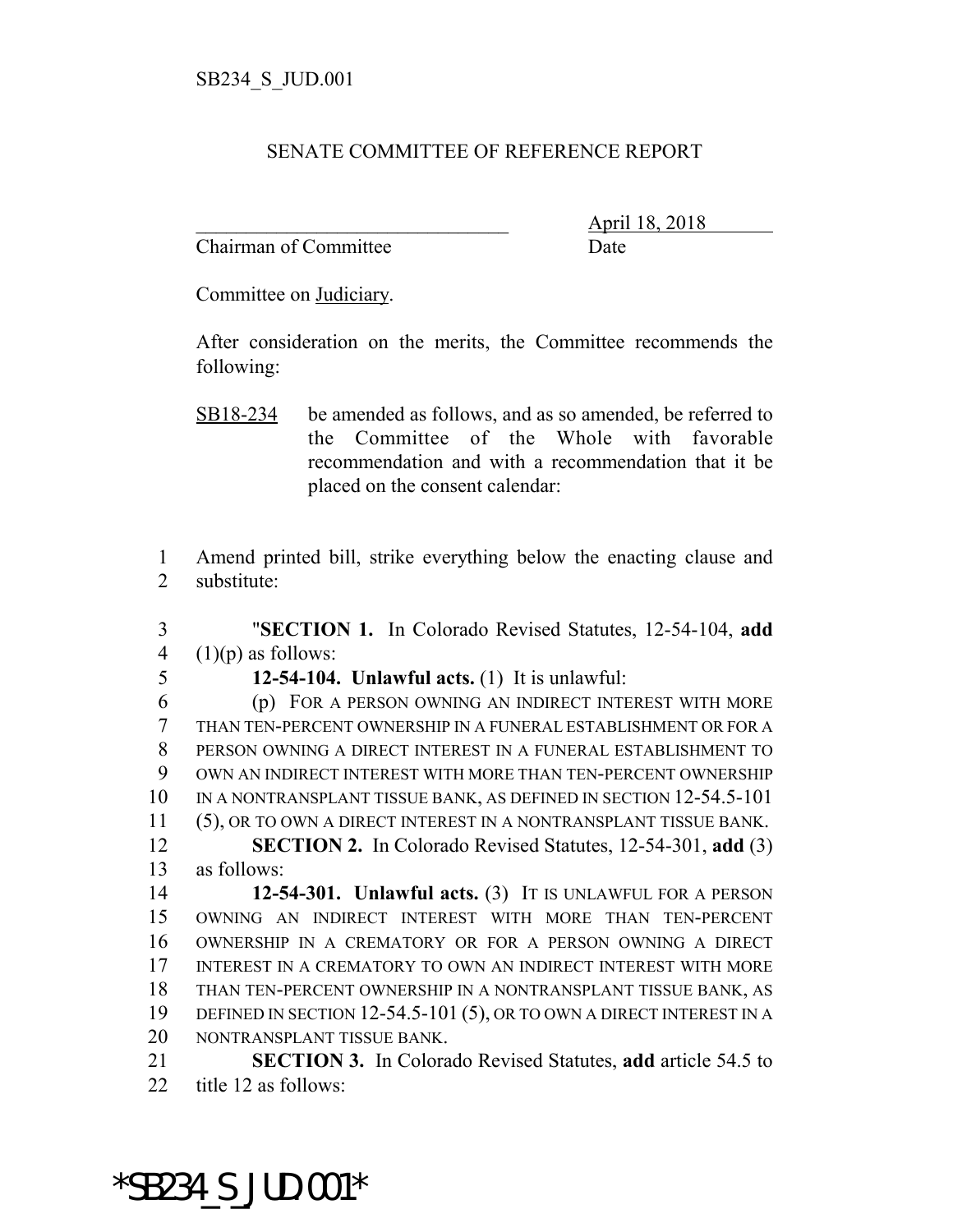SB234_S_JUD.001

SENATE COMMITTEE OF REFERENCE REPORT

_______________________________ April 18, 2018
Chairman of Committee Date

Committee on Judiciary.

After consideration on the merits, the Committee recommends the following:

SB18-234 be amended as follows, and as so amended, be referred to the Committee of the Whole with favorable recommendation and with a recommendation that it be placed on the consent calendar:

1 Amend printed bill, strike everything below the enacting clause and
2 substitute:

3 "**SECTION 1.** In Colorado Revised Statutes, 12-54-104, **add**
4 (1)(p) as follows:
5 **12-54-104. Unlawful acts.** (1) It is unlawful:
6 (p) FOR A PERSON OWNING AN INDIRECT INTEREST WITH MORE
7 THAN TEN-PERCENT OWNERSHIP IN A FUNERAL ESTABLISHMENT OR FOR A
8 PERSON OWNING A DIRECT INTEREST IN A FUNERAL ESTABLISHMENT TO
9 OWN AN INDIRECT INTEREST WITH MORE THAN TEN-PERCENT OWNERSHIP
10 IN A NONTRANSPLANT TISSUE BANK, AS DEFINED IN SECTION 12-54.5-101
11 (5), OR TO OWN A DIRECT INTEREST IN A NONTRANSPLANT TISSUE BANK.
12 **SECTION 2.** In Colorado Revised Statutes, 12-54-301, **add** (3)
13 as follows:
14 **12-54-301. Unlawful acts.** (3) IT IS UNLAWFUL FOR A PERSON
15 OWNING AN INDIRECT INTEREST WITH MORE THAN TEN-PERCENT
16 OWNERSHIP IN A CREMATORY OR FOR A PERSON OWNING A DIRECT
17 INTEREST IN A CREMATORY TO OWN AN INDIRECT INTEREST WITH MORE
18 THAN TEN-PERCENT OWNERSHIP IN A NONTRANSPLANT TISSUE BANK, AS
19 DEFINED IN SECTION 12-54.5-101 (5), OR TO OWN A DIRECT INTEREST IN A
20 NONTRANSPLANT TISSUE BANK.
21 **SECTION 3.** In Colorado Revised Statutes, **add** article 54.5 to
22 title 12 as follows:

*SB234_S_JUD.001*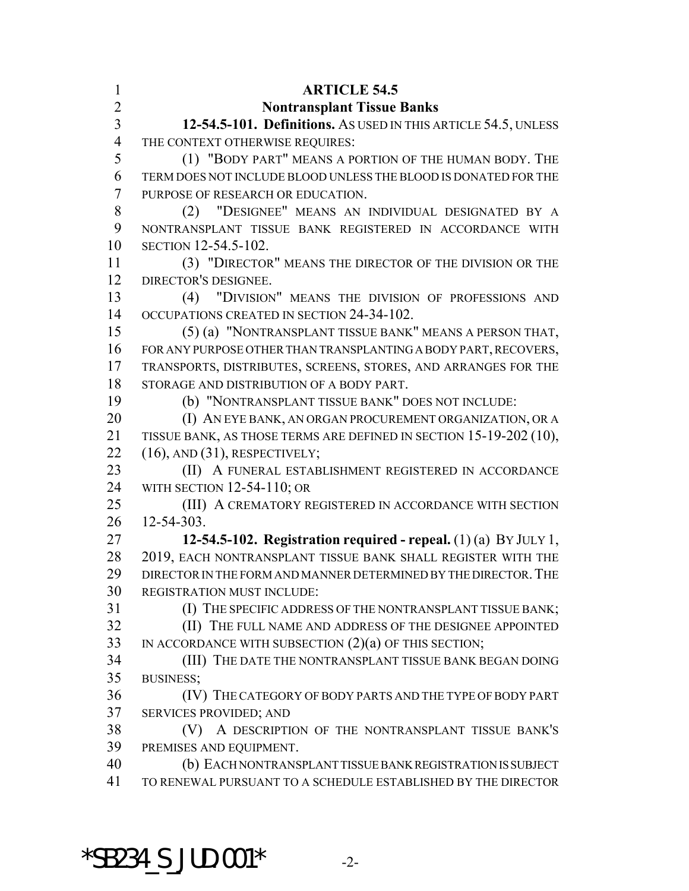**ARTICLE 54.5**

**Nontransplant Tissue Banks**

**12-54.5-101. Definitions.** AS USED IN THIS ARTICLE 54.5, UNLESS THE CONTEXT OTHERWISE REQUIRES:

(1) "BODY PART" MEANS A PORTION OF THE HUMAN BODY. THE TERM DOES NOT INCLUDE BLOOD UNLESS THE BLOOD IS DONATED FOR THE PURPOSE OF RESEARCH OR EDUCATION.

(2) "DESIGNEE" MEANS AN INDIVIDUAL DESIGNATED BY A NONTRANSPLANT TISSUE BANK REGISTERED IN ACCORDANCE WITH SECTION 12-54.5-102.

(3) "DIRECTOR" MEANS THE DIRECTOR OF THE DIVISION OR THE DIRECTOR'S DESIGNEE.

(4) "DIVISION" MEANS THE DIVISION OF PROFESSIONS AND OCCUPATIONS CREATED IN SECTION 24-34-102.

(5) (a) "NONTRANSPLANT TISSUE BANK" MEANS A PERSON THAT, FOR ANY PURPOSE OTHER THAN TRANSPLANTING A BODY PART, RECOVERS, TRANSPORTS, DISTRIBUTES, SCREENS, STORES, AND ARRANGES FOR THE STORAGE AND DISTRIBUTION OF A BODY PART.

(b) "NONTRANSPLANT TISSUE BANK" DOES NOT INCLUDE:

(I) AN EYE BANK, AN ORGAN PROCUREMENT ORGANIZATION, OR A TISSUE BANK, AS THOSE TERMS ARE DEFINED IN SECTION 15-19-202 (10), (16), AND (31), RESPECTIVELY;

(II) A FUNERAL ESTABLISHMENT REGISTERED IN ACCORDANCE WITH SECTION 12-54-110; OR

(III) A CREMATORY REGISTERED IN ACCORDANCE WITH SECTION 12-54-303.

**12-54.5-102. Registration required - repeal.** (1) (a) BY JULY 1, 2019, EACH NONTRANSPLANT TISSUE BANK SHALL REGISTER WITH THE DIRECTOR IN THE FORM AND MANNER DETERMINED BY THE DIRECTOR. THE REGISTRATION MUST INCLUDE:

(I) THE SPECIFIC ADDRESS OF THE NONTRANSPLANT TISSUE BANK;

(II) THE FULL NAME AND ADDRESS OF THE DESIGNEE APPOINTED IN ACCORDANCE WITH SUBSECTION (2)(a) OF THIS SECTION;

(III) THE DATE THE NONTRANSPLANT TISSUE BANK BEGAN DOING BUSINESS;

(IV) THE CATEGORY OF BODY PARTS AND THE TYPE OF BODY PART SERVICES PROVIDED; AND

(V) A DESCRIPTION OF THE NONTRANSPLANT TISSUE BANK'S PREMISES AND EQUIPMENT.

(b) EACH NONTRANSPLANT TISSUE BANK REGISTRATION IS SUBJECT TO RENEWAL PURSUANT TO A SCHEDULE ESTABLISHED BY THE DIRECTOR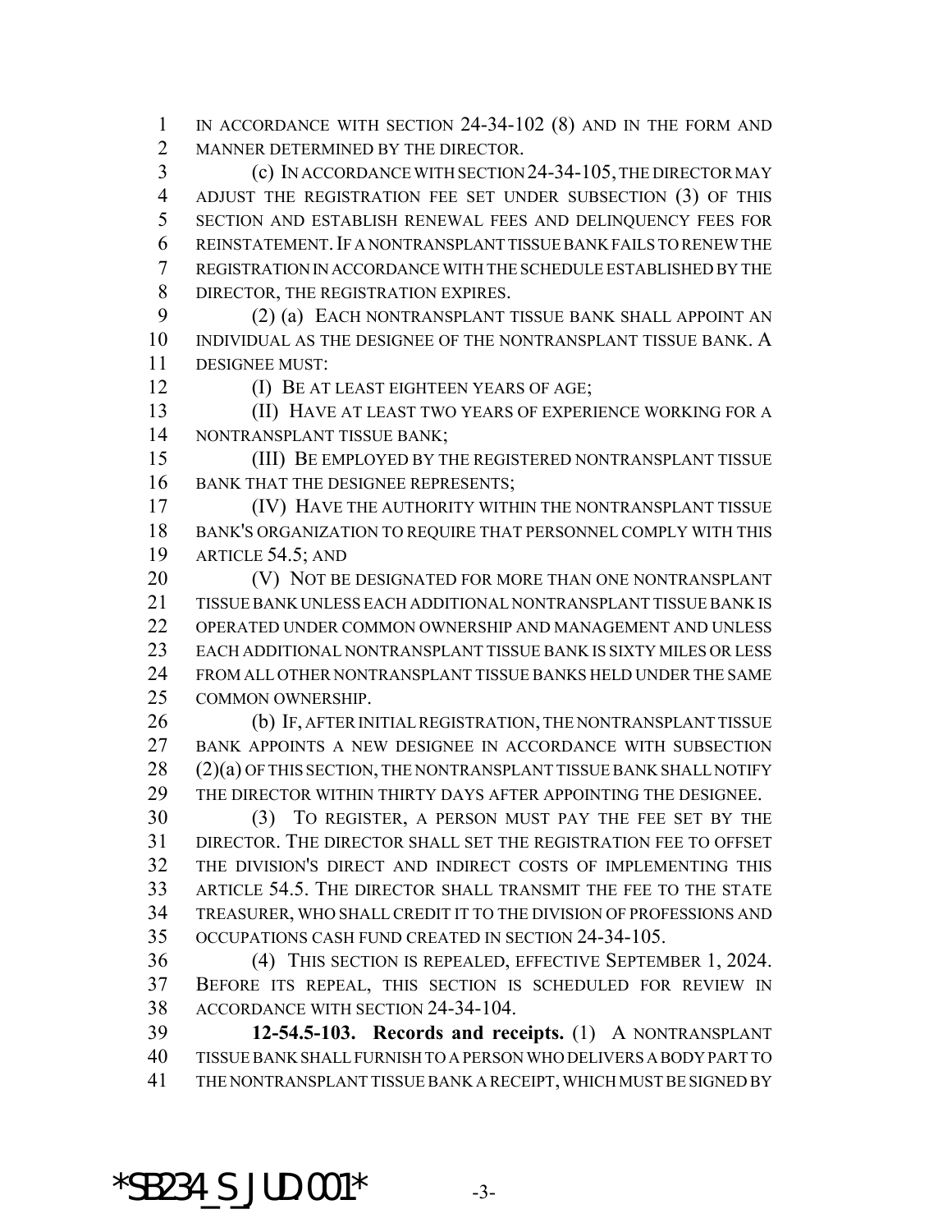IN ACCORDANCE WITH SECTION 24-34-102 (8) AND IN THE FORM AND MANNER DETERMINED BY THE DIRECTOR.

(c) IN ACCORDANCE WITH SECTION 24-34-105, THE DIRECTOR MAY ADJUST THE REGISTRATION FEE SET UNDER SUBSECTION (3) OF THIS SECTION AND ESTABLISH RENEWAL FEES AND DELINQUENCY FEES FOR REINSTATEMENT. IF A NONTRANSPLANT TISSUE BANK FAILS TO RENEW THE REGISTRATION IN ACCORDANCE WITH THE SCHEDULE ESTABLISHED BY THE DIRECTOR, THE REGISTRATION EXPIRES.

(2) (a) EACH NONTRANSPLANT TISSUE BANK SHALL APPOINT AN INDIVIDUAL AS THE DESIGNEE OF THE NONTRANSPLANT TISSUE BANK. A DESIGNEE MUST:

(I) BE AT LEAST EIGHTEEN YEARS OF AGE;

(II) HAVE AT LEAST TWO YEARS OF EXPERIENCE WORKING FOR A NONTRANSPLANT TISSUE BANK;

(III) BE EMPLOYED BY THE REGISTERED NONTRANSPLANT TISSUE BANK THAT THE DESIGNEE REPRESENTS;

(IV) HAVE THE AUTHORITY WITHIN THE NONTRANSPLANT TISSUE BANK'S ORGANIZATION TO REQUIRE THAT PERSONNEL COMPLY WITH THIS ARTICLE 54.5; AND

(V) NOT BE DESIGNATED FOR MORE THAN ONE NONTRANSPLANT TISSUE BANK UNLESS EACH ADDITIONAL NONTRANSPLANT TISSUE BANK IS OPERATED UNDER COMMON OWNERSHIP AND MANAGEMENT AND UNLESS EACH ADDITIONAL NONTRANSPLANT TISSUE BANK IS SIXTY MILES OR LESS FROM ALL OTHER NONTRANSPLANT TISSUE BANKS HELD UNDER THE SAME COMMON OWNERSHIP.

(b) IF, AFTER INITIAL REGISTRATION, THE NONTRANSPLANT TISSUE BANK APPOINTS A NEW DESIGNEE IN ACCORDANCE WITH SUBSECTION (2)(a) OF THIS SECTION, THE NONTRANSPLANT TISSUE BANK SHALL NOTIFY THE DIRECTOR WITHIN THIRTY DAYS AFTER APPOINTING THE DESIGNEE.

(3) TO REGISTER, A PERSON MUST PAY THE FEE SET BY THE DIRECTOR. THE DIRECTOR SHALL SET THE REGISTRATION FEE TO OFFSET THE DIVISION'S DIRECT AND INDIRECT COSTS OF IMPLEMENTING THIS ARTICLE 54.5. THE DIRECTOR SHALL TRANSMIT THE FEE TO THE STATE TREASURER, WHO SHALL CREDIT IT TO THE DIVISION OF PROFESSIONS AND OCCUPATIONS CASH FUND CREATED IN SECTION 24-34-105.

(4) THIS SECTION IS REPEALED, EFFECTIVE SEPTEMBER 1, 2024. BEFORE ITS REPEAL, THIS SECTION IS SCHEDULED FOR REVIEW IN ACCORDANCE WITH SECTION 24-34-104.

**12-54.5-103. Records and receipts.** (1) A NONTRANSPLANT TISSUE BANK SHALL FURNISH TO A PERSON WHO DELIVERS A BODY PART TO THE NONTRANSPLANT TISSUE BANK A RECEIPT, WHICH MUST BE SIGNED BY

*SB234_S_JUD.001*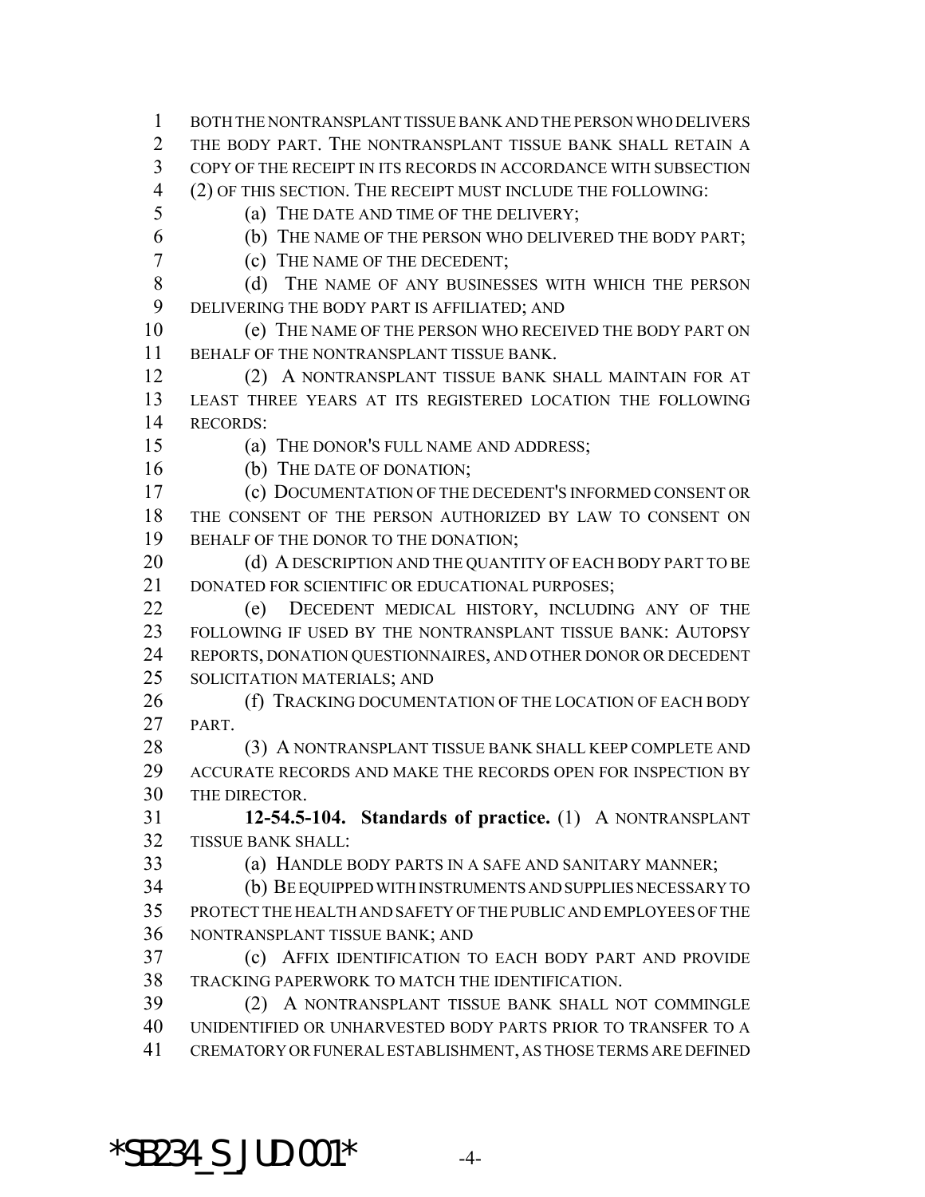BOTH THE NONTRANSPLANT TISSUE BANK AND THE PERSON WHO DELIVERS THE BODY PART. THE NONTRANSPLANT TISSUE BANK SHALL RETAIN A COPY OF THE RECEIPT IN ITS RECORDS IN ACCORDANCE WITH SUBSECTION (2) OF THIS SECTION. THE RECEIPT MUST INCLUDE THE FOLLOWING:

(a) THE DATE AND TIME OF THE DELIVERY;

(b) THE NAME OF THE PERSON WHO DELIVERED THE BODY PART;

(c) THE NAME OF THE DECEDENT;

(d) THE NAME OF ANY BUSINESSES WITH WHICH THE PERSON DELIVERING THE BODY PART IS AFFILIATED; AND

(e) THE NAME OF THE PERSON WHO RECEIVED THE BODY PART ON BEHALF OF THE NONTRANSPLANT TISSUE BANK.

(2) A NONTRANSPLANT TISSUE BANK SHALL MAINTAIN FOR AT LEAST THREE YEARS AT ITS REGISTERED LOCATION THE FOLLOWING RECORDS:

(a) THE DONOR'S FULL NAME AND ADDRESS;

(b) THE DATE OF DONATION;

(c) DOCUMENTATION OF THE DECEDENT'S INFORMED CONSENT OR THE CONSENT OF THE PERSON AUTHORIZED BY LAW TO CONSENT ON BEHALF OF THE DONOR TO THE DONATION;

(d) A DESCRIPTION AND THE QUANTITY OF EACH BODY PART TO BE DONATED FOR SCIENTIFIC OR EDUCATIONAL PURPOSES;

(e) DECEDENT MEDICAL HISTORY, INCLUDING ANY OF THE FOLLOWING IF USED BY THE NONTRANSPLANT TISSUE BANK: AUTOPSY REPORTS, DONATION QUESTIONNAIRES, AND OTHER DONOR OR DECEDENT SOLICITATION MATERIALS; AND

(f) TRACKING DOCUMENTATION OF THE LOCATION OF EACH BODY PART.

(3) A NONTRANSPLANT TISSUE BANK SHALL KEEP COMPLETE AND ACCURATE RECORDS AND MAKE THE RECORDS OPEN FOR INSPECTION BY THE DIRECTOR.

**12-54.5-104. Standards of practice.** (1) A NONTRANSPLANT TISSUE BANK SHALL:

(a) HANDLE BODY PARTS IN A SAFE AND SANITARY MANNER;

(b) BE EQUIPPED WITH INSTRUMENTS AND SUPPLIES NECESSARY TO PROTECT THE HEALTH AND SAFETY OF THE PUBLIC AND EMPLOYEES OF THE NONTRANSPLANT TISSUE BANK; AND

(c) AFFIX IDENTIFICATION TO EACH BODY PART AND PROVIDE TRACKING PAPERWORK TO MATCH THE IDENTIFICATION.

(2) A NONTRANSPLANT TISSUE BANK SHALL NOT COMMINGLE UNIDENTIFIED OR UNHARVESTED BODY PARTS PRIOR TO TRANSFER TO A CREMATORY OR FUNERAL ESTABLISHMENT, AS THOSE TERMS ARE DEFINED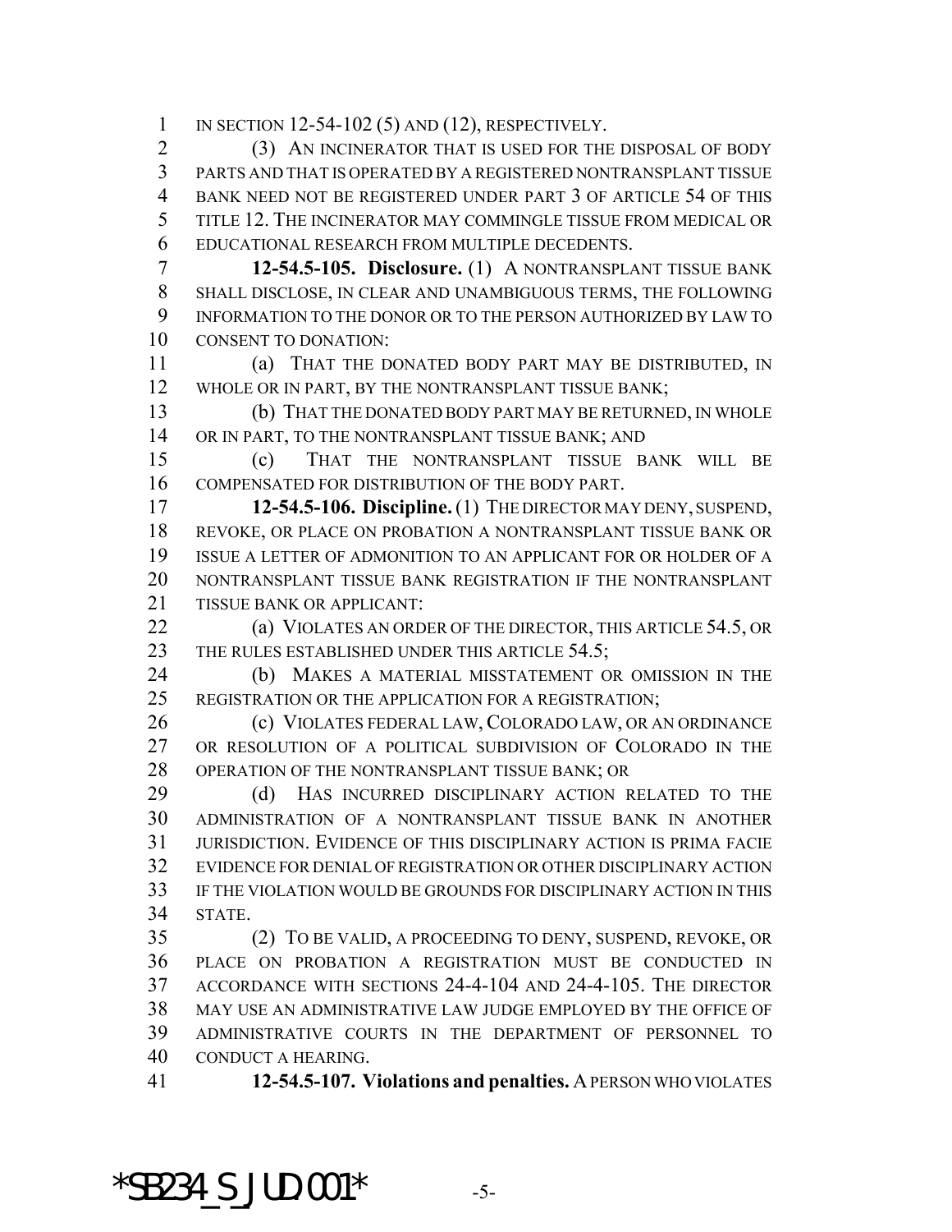IN SECTION 12-54-102 (5) AND (12), RESPECTIVELY.

(3) AN INCINERATOR THAT IS USED FOR THE DISPOSAL OF BODY PARTS AND THAT IS OPERATED BY A REGISTERED NONTRANSPLANT TISSUE BANK NEED NOT BE REGISTERED UNDER PART 3 OF ARTICLE 54 OF THIS TITLE 12. THE INCINERATOR MAY COMMINGLE TISSUE FROM MEDICAL OR EDUCATIONAL RESEARCH FROM MULTIPLE DECEDENTS.

**12-54.5-105. Disclosure.** (1) A NONTRANSPLANT TISSUE BANK SHALL DISCLOSE, IN CLEAR AND UNAMBIGUOUS TERMS, THE FOLLOWING INFORMATION TO THE DONOR OR TO THE PERSON AUTHORIZED BY LAW TO CONSENT TO DONATION:

(a) THAT THE DONATED BODY PART MAY BE DISTRIBUTED, IN WHOLE OR IN PART, BY THE NONTRANSPLANT TISSUE BANK;

(b) THAT THE DONATED BODY PART MAY BE RETURNED, IN WHOLE OR IN PART, TO THE NONTRANSPLANT TISSUE BANK; AND

(c) THAT THE NONTRANSPLANT TISSUE BANK WILL BE COMPENSATED FOR DISTRIBUTION OF THE BODY PART.

**12-54.5-106. Discipline.** (1) THE DIRECTOR MAY DENY, SUSPEND, REVOKE, OR PLACE ON PROBATION A NONTRANSPLANT TISSUE BANK OR ISSUE A LETTER OF ADMONITION TO AN APPLICANT FOR OR HOLDER OF A NONTRANSPLANT TISSUE BANK REGISTRATION IF THE NONTRANSPLANT TISSUE BANK OR APPLICANT:

(a) VIOLATES AN ORDER OF THE DIRECTOR, THIS ARTICLE 54.5, OR THE RULES ESTABLISHED UNDER THIS ARTICLE 54.5;

(b) MAKES A MATERIAL MISSTATEMENT OR OMISSION IN THE REGISTRATION OR THE APPLICATION FOR A REGISTRATION;

(c) VIOLATES FEDERAL LAW, COLORADO LAW, OR AN ORDINANCE OR RESOLUTION OF A POLITICAL SUBDIVISION OF COLORADO IN THE OPERATION OF THE NONTRANSPLANT TISSUE BANK; OR

(d) HAS INCURRED DISCIPLINARY ACTION RELATED TO THE ADMINISTRATION OF A NONTRANSPLANT TISSUE BANK IN ANOTHER JURISDICTION. EVIDENCE OF THIS DISCIPLINARY ACTION IS PRIMA FACIE EVIDENCE FOR DENIAL OF REGISTRATION OR OTHER DISCIPLINARY ACTION IF THE VIOLATION WOULD BE GROUNDS FOR DISCIPLINARY ACTION IN THIS STATE.

(2) TO BE VALID, A PROCEEDING TO DENY, SUSPEND, REVOKE, OR PLACE ON PROBATION A REGISTRATION MUST BE CONDUCTED IN ACCORDANCE WITH SECTIONS 24-4-104 AND 24-4-105. THE DIRECTOR MAY USE AN ADMINISTRATIVE LAW JUDGE EMPLOYED BY THE OFFICE OF ADMINISTRATIVE COURTS IN THE DEPARTMENT OF PERSONNEL TO CONDUCT A HEARING.

**12-54.5-107. Violations and penalties.** A PERSON WHO VIOLATES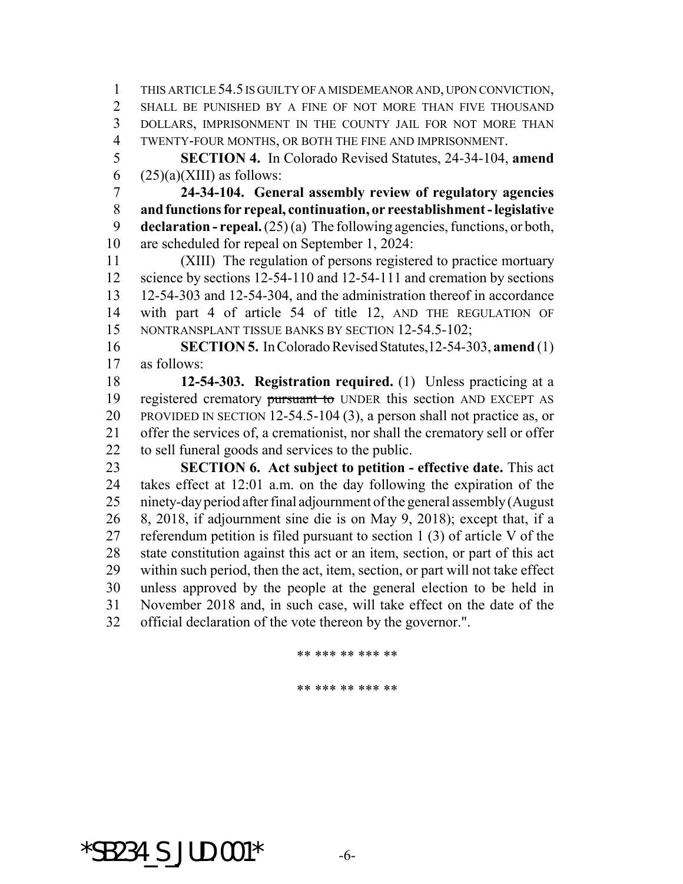THIS ARTICLE 54.5 IS GUILTY OF A MISDEMEANOR AND, UPON CONVICTION, SHALL BE PUNISHED BY A FINE OF NOT MORE THAN FIVE THOUSAND DOLLARS, IMPRISONMENT IN THE COUNTY JAIL FOR NOT MORE THAN TWENTY-FOUR MONTHS, OR BOTH THE FINE AND IMPRISONMENT.

**SECTION 4.** In Colorado Revised Statutes, 24-34-104, **amend** (25)(a)(XIII) as follows:

**24-34-104. General assembly review of regulatory agencies and functions for repeal, continuation, or reestablishment - legislative declaration - repeal.** (25) (a) The following agencies, functions, or both, are scheduled for repeal on September 1, 2024:

(XIII) The regulation of persons registered to practice mortuary science by sections 12-54-110 and 12-54-111 and cremation by sections 12-54-303 and 12-54-304, and the administration thereof in accordance with part 4 of article 54 of title 12, AND THE REGULATION OF NONTRANSPLANT TISSUE BANKS BY SECTION 12-54.5-102;

**SECTION 5.** In Colorado Revised Statutes, 12-54-303, **amend** (1) as follows:

**12-54-303. Registration required.** (1) Unless practicing at a registered crematory ~~pursuant to~~ UNDER this section AND EXCEPT AS PROVIDED IN SECTION 12-54.5-104 (3), a person shall not practice as, or offer the services of, a cremationist, nor shall the crematory sell or offer to sell funeral goods and services to the public.

**SECTION 6. Act subject to petition - effective date.** This act takes effect at 12:01 a.m. on the day following the expiration of the ninety-day period after final adjournment of the general assembly (August 8, 2018, if adjournment sine die is on May 9, 2018); except that, if a referendum petition is filed pursuant to section 1 (3) of article V of the state constitution against this act or an item, section, or part of this act within such period, then the act, item, section, or part will not take effect unless approved by the people at the general election to be held in November 2018 and, in such case, will take effect on the date of the official declaration of the vote thereon by the governor.".

** *** ** *** **

** *** ** *** **

*SB234_S_JUD.001*